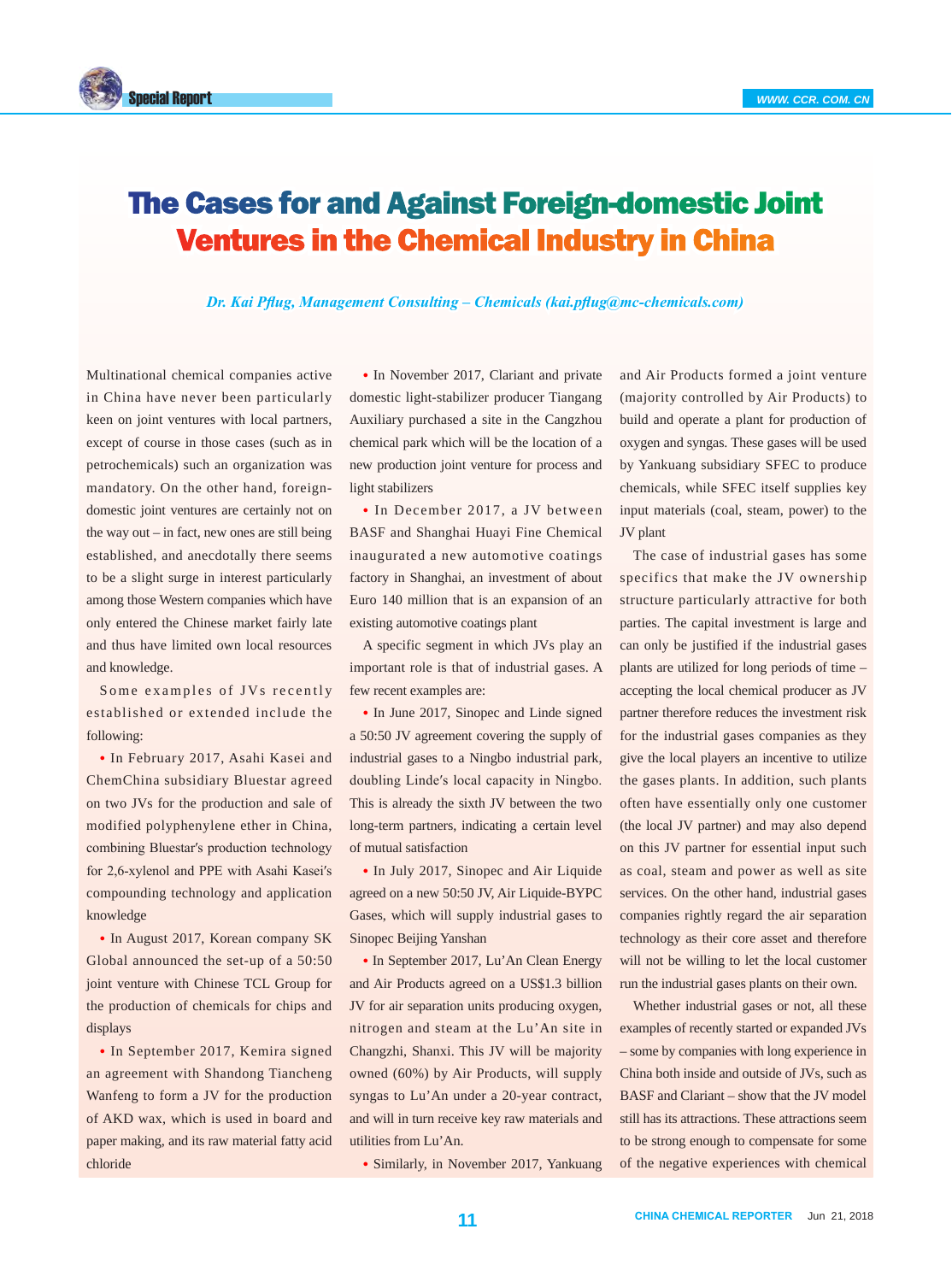# The Cases for and Against Foreign-domestic Joint Ventures in the Chemical Industry in China

*Dr. Kai Pflug, Management Consulting – Chemicals (kai.pflug@mc-chemicals.com)*

Multinational chemical companies active in China have never been particularly keen on joint ventures with local partners, except of course in those cases (such as in petrochemicals) such an organization was mandatory. On the other hand, foreign-domestic joint ventures are certainly not on the way out – in fact, new ones are still being established, and anecdotally there seems to be a slight surge in interest particularly among those Western companies which have only entered the Chinese market fairly late and thus have limited own local resources and knowledge.

Some examples of JVs recently established or extended include the following:

- In February 2017, Asahi Kasei and ChemChina subsidiary Bluestar agreed on two JVs for the production and sale of modified polyphenylene ether in China, combining Bluestar's production technology for 2,6-xylenol and PPE with Asahi Kasei's compounding technology and application knowledge
- In August 2017, Korean company SK Global announced the set-up of a 50:50 joint venture with Chinese TCL Group for the production of chemicals for chips and displays
- In September 2017, Kemira signed an agreement with Shandong Tiancheng Wanfeng to form a JV for the production of AKD wax, which is used in board and paper making, and its raw material fatty acid chloride
- In November 2017, Clariant and private domestic light-stabilizer producer Tiangang Auxiliary purchased a site in the Cangzhou chemical park which will be the location of a new production joint venture for process and light stabilizers
- In December 2017, a JV between BASF and Shanghai Huayi Fine Chemical inaugurated a new automotive coatings factory in Shanghai, an investment of about Euro 140 million that is an expansion of an existing automotive coatings plant

A specific segment in which JVs play an important role is that of industrial gases. A few recent examples are:

- In June 2017, Sinopec and Linde signed a 50:50 JV agreement covering the supply of industrial gases to a Ningbo industrial park, doubling Linde's local capacity in Ningbo. This is already the sixth JV between the two long-term partners, indicating a certain level of mutual satisfaction
- In July 2017, Sinopec and Air Liquide agreed on a new 50:50 JV, Air Liquide-BYPC Gases, which will supply industrial gases to Sinopec Beijing Yanshan
- In September 2017, Lu'An Clean Energy and Air Products agreed on a US$1.3 billion JV for air separation units producing oxygen, nitrogen and steam at the Lu'An site in Changzhi, Shanxi. This JV will be majority owned (60%) by Air Products, will supply syngas to Lu'An under a 20-year contract, and will in turn receive key raw materials and utilities from Lu'An.
- Similarly, in November 2017, Yankuang and Air Products formed a joint venture (majority controlled by Air Products) to build and operate a plant for production of oxygen and syngas. These gases will be used by Yankuang subsidiary SFEC to produce chemicals, while SFEC itself supplies key input materials (coal, steam, power) to the JV plant

The case of industrial gases has some specifics that make the JV ownership structure particularly attractive for both parties. The capital investment is large and can only be justified if the industrial gases plants are utilized for long periods of time – accepting the local chemical producer as JV partner therefore reduces the investment risk for the industrial gases companies as they give the local players an incentive to utilize the gases plants. In addition, such plants often have essentially only one customer (the local JV partner) and may also depend on this JV partner for essential input such as coal, steam and power as well as site services. On the other hand, industrial gases companies rightly regard the air separation technology as their core asset and therefore will not be willing to let the local customer run the industrial gases plants on their own.

Whether industrial gases or not, all these examples of recently started or expanded JVs – some by companies with long experience in China both inside and outside of JVs, such as BASF and Clariant – show that the JV model still has its attractions. These attractions seem to be strong enough to compensate for some of the negative experiences with chemical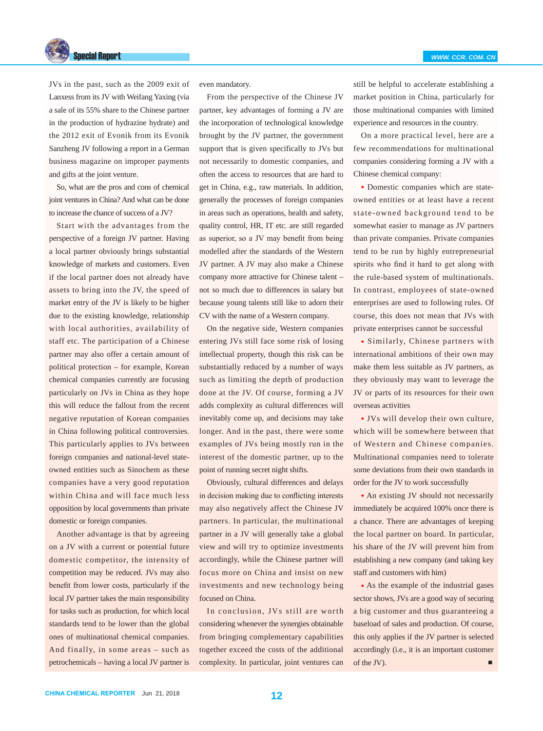JVs in the past, such as the 2009 exit of Lanxess from its JV with Weifang Yaxing (via a sale of its 55% share to the Chinese partner in the production of hydrazine hydrate) and the 2012 exit of Evonik from its Evonik Sanzheng JV following a report in a German business magazine on improper payments and gifts at the joint venture.

So, what are the pros and cons of chemical joint ventures in China? And what can be done to increase the chance of success of a JV?

Start with the advantages from the perspective of a foreign JV partner. Having a local partner obviously brings substantial knowledge of markets and customers. Even if the local partner does not already have assets to bring into the JV, the speed of market entry of the JV is likely to be higher due to the existing knowledge, relationship with local authorities, availability of staff etc. The participation of a Chinese partner may also offer a certain amount of political protection – for example, Korean chemical companies currently are focusing particularly on JVs in China as they hope this will reduce the fallout from the recent negative reputation of Korean companies in China following political controversies. This particularly applies to JVs between foreign companies and national-level state-owned entities such as Sinochem as these companies have a very good reputation within China and will face much less opposition by local governments than private domestic or foreign companies.

Another advantage is that by agreeing on a JV with a current or potential future domestic competitor, the intensity of competition may be reduced. JVs may also benefit from lower costs, particularly if the local JV partner takes the main responsibility for tasks such as production, for which local standards tend to be lower than the global ones of multinational chemical companies. And finally, in some areas – such as petrochemicals – having a local JV partner is even mandatory.

From the perspective of the Chinese JV partner, key advantages of forming a JV are the incorporation of technological knowledge brought by the JV partner, the government support that is given specifically to JVs but not necessarily to domestic companies, and often the access to resources that are hard to get in China, e.g., raw materials. In addition, generally the processes of foreign companies in areas such as operations, health and safety, quality control, HR, IT etc. are still regarded as superior, so a JV may benefit from being modelled after the standards of the Western JV partner. A JV may also make a Chinese company more attractive for Chinese talent – not so much due to differences in salary but because young talents still like to adorn their CV with the name of a Western company.

On the negative side, Western companies entering JVs still face some risk of losing intellectual property, though this risk can be substantially reduced by a number of ways such as limiting the depth of production done at the JV. Of course, forming a JV adds complexity as cultural differences will inevitably come up, and decisions may take longer. And in the past, there were some examples of JVs being mostly run in the interest of the domestic partner, up to the point of running secret night shifts.

Obviously, cultural differences and delays in decision making due to conflicting interests may also negatively affect the Chinese JV partners. In particular, the multinational partner in a JV will generally take a global view and will try to optimize investments accordingly, while the Chinese partner will focus more on China and insist on new investments and new technology being focused on China.

In conclusion, JVs still are worth considering whenever the synergies obtainable from bringing complementary capabilities together exceed the costs of the additional complexity. In particular, joint ventures can still be helpful to accelerate establishing a market position in China, particularly for those multinational companies with limited experience and resources in the country.

On a more practical level, here are a few recommendations for multinational companies considering forming a JV with a Chinese chemical company:

- Domestic companies which are state-owned entities or at least have a recent state-owned background tend to be somewhat easier to manage as JV partners than private companies. Private companies tend to be run by highly entrepreneurial spirits who find it hard to get along with the rule-based system of multinationals. In contrast, employees of state-owned enterprises are used to following rules. Of course, this does not mean that JVs with private enterprises cannot be successful
- Similarly, Chinese partners with international ambitions of their own may make them less suitable as JV partners, as they obviously may want to leverage the JV or parts of its resources for their own overseas activities
- JVs will develop their own culture, which will be somewhere between that of Western and Chinese companies. Multinational companies need to tolerate some deviations from their own standards in order for the JV to work successfully
- An existing JV should not necessarily immediately be acquired 100% once there is a chance. There are advantages of keeping the local partner on board. In particular, his share of the JV will prevent him from establishing a new company (and taking key staff and customers with him)
- As the example of the industrial gases sector shows, JVs are a good way of securing a big customer and thus guaranteeing a baseload of sales and production. Of course, this only applies if the JV partner is selected accordingly (i.e., it is an important customer of the JV). ■